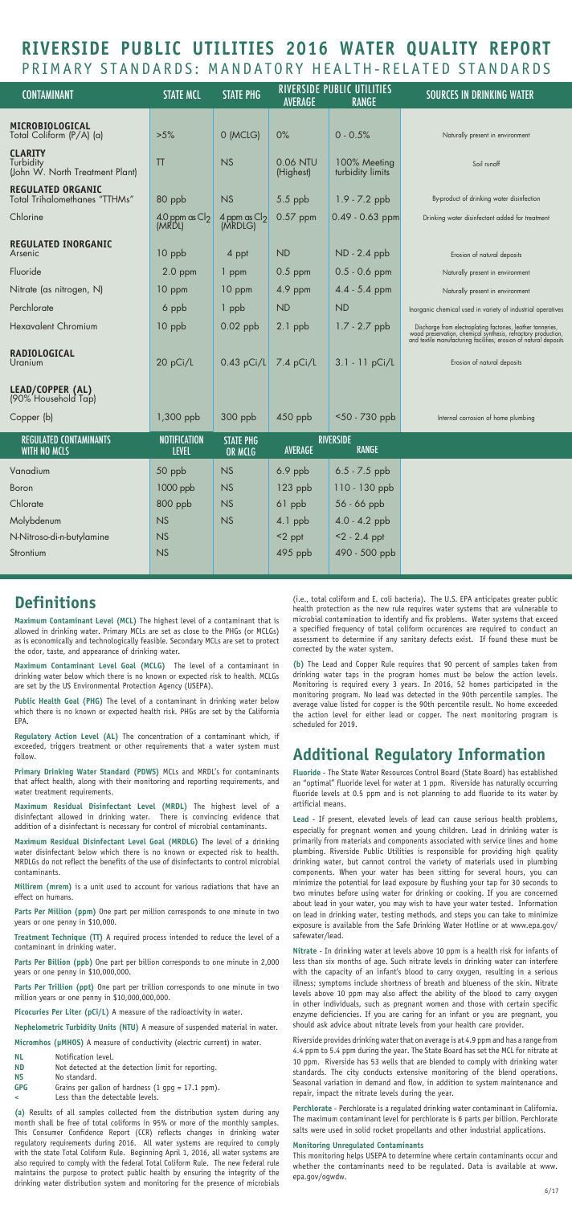# RIVERSIDE PUBLIC UTILITIES 2016 WATER QUALITY REPORT

## PRIMARY STANDARDS: MANDATORY HEALTH-RELATED STANDARDS

| CONTAMINANT | STATE MCL | STATE PHG | RIVERSIDE PUBLIC UTILITIES AVERAGE | RANGE | SOURCES IN DRINKING WATER |
|---|---|---|---|---|---|
| **MICROBIOLOGICAL** Total Coliform (P/A) (a) | >5% | 0 (MCLG) | 0% | 0 - 0.5% | Naturally present in environment |
| **CLARITY** Turbidity (John W. North Treatment Plant) | TT | NS | 0.06 NTU (Highest) | 100% Meeting turbidity limits | Soil runoff |
| **REGULATED ORGANIC** Total Trihalomethanes "TTHMs" | 80 ppb | NS | 5.5 ppb | 1.9 - 7.2 ppb | By-product of drinking water disinfection |
| Chlorine | 4.0 ppm as $Cl_2$ (MRDL) | 4 ppm as $Cl_2$ (MRDLG) | 0.57 ppm | 0.49 - 0.63 ppm | Drinking water disinfectant added for treatment |
| **REGULATED INORGANIC** Arsenic | 10 ppb | 4 ppt | ND | ND - 2.4 ppb | Erosion of natural deposits |
| Fluoride | 2.0 ppm | 1 ppm | 0.5 ppm | 0.5 - 0.6 ppm | Naturally present in environment |
| Nitrate (as nitrogen, N) | 10 ppm | 10 ppm | 4.9 ppm | 4.4 - 5.4 ppm | Naturally present in environment |
| Perchlorate | 6 ppb | 1 ppb | ND | ND | Inorganic chemical used in variety of industrial operatives |
| Hexavalent Chromium | 10 ppb | 0.02 ppb | 2.1 ppb | 1.7 - 2.7 ppb | Discharge from electroplating factories, leather tanneries, wood preservation, chemical synthesis, refractory production, and textile manufacturing facilities, erosion of natural deposits |
| **RADIOLOGICAL** Uranium | 20 pCi/L | 0.43 pCi/L | 7.4 pCi/L | 3.1 - 11 pCi/L | Erosion of natural deposits |
| **LEAD/COPPER (AL)** (90% Household Tap) | | | | | |
| Copper (b) | 1,300 ppb | 300 ppb | 450 ppb | <50 - 730 ppb | Internal corrosion of home plumbing |

| REGULATED CONTAMINANTS WITH NO MCLS | NOTIFICATION LEVEL | STATE PHG OR MCLG | RIVERSIDE AVERAGE | RANGE |
|---|---|---|---|---|
| Vanadium | 50 ppb | NS | 6.9 ppb | 6.5 - 7.5 ppb |
| Boron | 1000 ppb | NS | 123 ppb | 110 - 130 ppb |
| Chlorate | 800 ppb | NS | 61 ppb | 56 - 66 ppb |
| Molybdenum | NS | NS | 4.1 ppb | 4.0 - 4.2 ppb |
| N-Nitroso-di-n-butylamine | NS | | <2 ppt | <2 - 2.4 ppt |
| Strontium | NS | | 495 ppb | 490 - 500 ppb |

## Definitions

**Maximum Contaminant Level (MCL)** The highest level of a contaminant that is allowed in drinking water. Primary MCLs are set as close to the PHGs (or MCLGs) as is economically and technologically feasible. Secondary MCLs are set to protect the odor, taste, and appearance of drinking water.

**Maximum Contaminant Level Goal (MCLG)** The level of a contaminant in drinking water below which there is no known or expected risk to health. MCLGs are set by the US Environmental Protection Agency (USEPA).

**Public Health Goal (PHG)** The level of a contaminant in drinking water below which there is no known or expected health risk. PHGs are set by the California EPA.

**Regulatory Action Level (AL)** The concentration of a contaminant which, if exceeded, triggers treatment or other requirements that a water system must follow.

**Primary Drinking Water Standard (PDWS)** MCLs and MRDL's for contaminants that affect health, along with their monitoring and reporting requirements, and water treatment requirements.

**Maximum Residual Disinfectant Level (MRDL)** The highest level of a disinfectant allowed in drinking water. There is convincing evidence that addition of a disinfectant is necessary for control of microbial contaminants.

**Maximum Residual Disinfectant Level Goal (MRDLG)** The level of a drinking water disinfectant below which there is no known or expected risk to health. MRDLGs do not reflect the benefits of the use of disinfectants to control microbial contaminants.

**Millirem (mrem)** is a unit used to account for various radiations that have an effect on humans.

**Parts Per Million (ppm)** One part per million corresponds to one minute in two years or one penny in $10,000.

**Treatment Technique (TT)** A required process intended to reduce the level of a contaminant in drinking water.

**Parts Per Billion (ppb)** One part per billion corresponds to one minute in 2,000 years or one penny in $10,000,000.

**Parts Per Trillion (ppt)** One part per trillion corresponds to one minute in two million years or one penny in $10,000,000,000.

**Picocuries Per Liter (pCi/L)** A measure of the radioactivity in water.

**Nephelometric Turbidity Units (NTU)** A measure of suspended material in water.

**Micromhos (μMHOS)** A measure of conductivity (electric current) in water.

- **NL** Notification level.
- **ND** Not detected at the detection limit for reporting.
- **NS** No standard.
- **GPG** Grains per gallon of hardness (1 gpg = 17.1 ppm).
- **<** Less than the detectable levels.

**(a)** Results of all samples collected from the distribution system during any month shall be free of total coliforms in 95% or more of the monthly samples. This Consumer Confidence Report (CCR) reflects changes in drinking water regulatory requirements during 2016. All water systems are required to comply with the state Total Coliform Rule. Beginning April 1, 2016, all water systems are also required to comply with the federal Total Coliform Rule. The new federal rule maintains the purpose to protect public health by ensuring the integrity of the drinking water distribution system and monitoring for the presence of microbials (i.e., total coliform and E. coli bacteria). The U.S. EPA anticipates greater public health protection as the new rule requires water systems that are vulnerable to microbial contamination to identify and fix problems. Water systems that exceed a specified frequency of total coliform occurences are required to conduct an assessment to determine if any sanitary defects exist. If found these must be corrected by the water system.

**(b)** The Lead and Copper Rule requires that 90 percent of samples taken from drinking water taps in the program homes must be below the action levels. Monitoring is required every 3 years. In 2016, 52 homes participated in the monitoring program. No lead was detected in the 90th percentile samples. The average value listed for copper is the 90th percentile result. No home exceeded the action level for either lead or copper. The next monitoring program is scheduled for 2019.

## Additional Regulatory Information

**Fluoride** - The State Water Resources Control Board (State Board) has established an "optimal" fluoride level for water at 1 ppm. Riverside has naturally occurring fluoride levels at 0.5 ppm and is not planning to add fluoride to its water by artificial means.

**Lead** - If present, elevated levels of lead can cause serious health problems, especially for pregnant women and young children. Lead in drinking water is primarily from materials and components associated with service lines and home plumbing. Riverside Public Utilities is responsible for providing high quality drinking water, but cannot control the variety of materials used in plumbing components. When your water has been sitting for several hours, you can minimize the potential for lead exposure by flushing your tap for 30 seconds to two minutes before using water for drinking or cooking. If you are concerned about lead in your water, you may wish to have your water tested. Information on lead in drinking water, testing methods, and steps you can take to minimize exposure is available from the Safe Drinking Water Hotline or at www.epa.gov/safewater/lead.

**Nitrate** - In drinking water at levels above 10 ppm is a health risk for infants of less than six months of age. Such nitrate levels in drinking water can interfere with the capacity of an infant's blood to carry oxygen, resulting in a serious illness; symptoms include shortness of breath and blueness of the skin. Nitrate levels above 10 ppm may also affect the ability of the blood to carry oxygen in other individuals, such as pregnant women and those with certain specific enzyme deficiencies. If you are caring for an infant or you are pregnant, you should ask advice about nitrate levels from your health care provider.

Riverside provides drinking water that on average is at 4.9 ppm and has a range from 4.4 ppm to 5.4 ppm during the year. The State Board has set the MCL for nitrate at 10 ppm. Riverside has 53 wells that are blended to comply with drinking water standards. The city conducts extensive monitoring of the blend operations. Seasonal variation in demand and flow, in addition to system maintenance and repair, impact the nitrate levels during the year.

**Perchlorate** - Perchlorate is a regulated drinking water contaminant in California. The maximum contaminant level for perchlorate is 6 parts per billion. Perchlorate salts were used in solid rocket propellants and other industrial applications.

**Monitoring Unregulated Contaminants**

This monitoring helps USEPA to determine where certain contaminants occur and whether the contaminants need to be regulated. Data is available at www.epa.gov/ogwdw.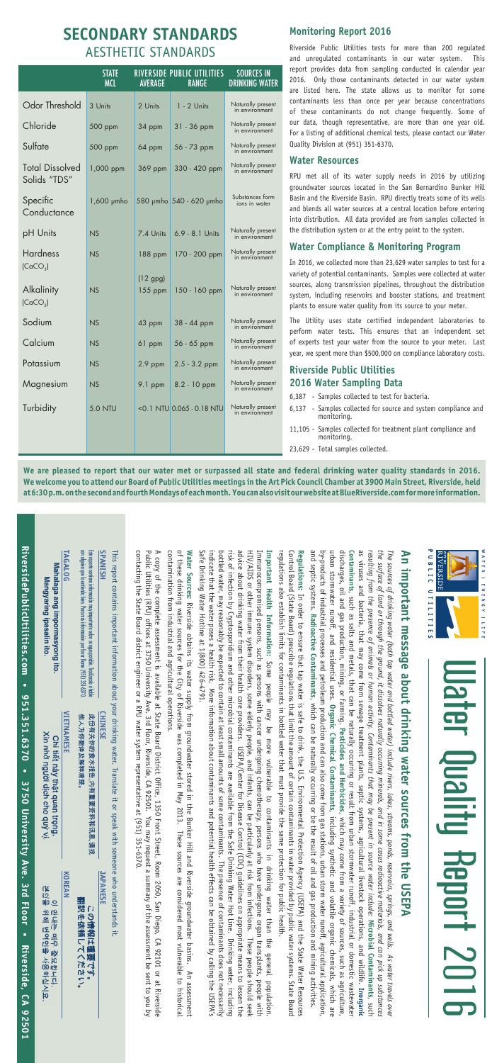# SECONDARY STANDARDS

## AESTHETIC STANDARDS

| | STATE MCL | RIVERSIDE PUBLIC UTILITIES AVERAGE | RANGE | SOURCES IN DRINKING WATER |
|---|---|---|---|---|
| Odor Threshold | 3 Units | 2 Units | 1 - 2 Units | Naturally present in environment |
| Chloride | 500 ppm | 34 ppm | 31 - 36 ppm | Naturally present in environment |
| Sulfate | 500 ppm | 64 ppm | 56 - 73 ppm | Naturally present in environment |
| Total Dissolved Solids "TDS" | 1,000 ppm | 369 ppm | 330 - 420 ppm | Naturally present in environment |
| Specific Conductance | 1,600 µmho | 580 µmho | 540 - 620 µmho | Substances form ions in water |
| pH Units | NS | 7.4 Units | 6.9 - 8.1 Units | Naturally present in environment |
| Hardness ($CaCO_3$) | NS | 188 ppm | 170 - 200 ppm | Naturally present in environment |
| Alkalinity ($CaCO_3$) | NS | (12 gpg) 155 ppm | 150 - 160 ppm | Naturally present in environment |
| Sodium | NS | 43 ppm | 38 - 44 ppm | Naturally present in environment |
| Calcium | NS | 61 ppm | 56 - 65 ppm | Naturally present in environment |
| Potassium | NS | 2.9 ppm | 2.5 - 3.2 ppm | Naturally present in environment |
| Magnesium | NS | 9.1 ppm | 8.2 - 10 ppm | Naturally present in environment |
| Turbidity | 5.0 NTU | <0.1 NTU | 0.065 - 0.18 NTU | Naturally present in environment |

## Monitoring Report 2016

Riverside Public Utilities tests for more than 200 regulated and unregulated contaminants in our water system. This report provides data from sampling conducted in calendar year 2016. Only those contaminants detected in our water system are listed here. The state allows us to monitor for some contaminants less than once per year because concentrations of these contaminants do not change frequently. Some of our data, though representative, are more than one year old. For a listing of additional chemical tests, please contact our Water Quality Division at (951) 351-6370.

## Water Resources

RPU met all of its water supply needs in 2016 by utilizing groundwater sources located in the San Bernardino Bunker Hill Basin and the Riverside Basin. RPU directly treats some of its wells and blends all water sources at a central location before entering into distribution. All data provided are from samples collected in the distribution system or at the entry point to the system.

## Water Compliance & Monitoring Program

In 2016, we collected more than 23,629 water samples to test for a variety of potential contaminants. Samples were collected at water sources, along transmission pipelines, throughout the distribution system, including reservoirs and booster stations, and treatment plants to ensure water quality from its source to your meter.

The Utility uses state certified independent laboratories to perform water tests. This ensures that an independent set of experts test your water from the source to your meter. Last year, we spent more than $500,000 on compliance laboratory costs.

## Riverside Public Utilities 2016 Water Sampling Data

- 6,387 - Samples collected to test for bacteria.
- 6,137 - Samples collected for source and system compliance and monitoring.
- 11,105 - Samples collected for treatment plant compliance and monitoring.
- 23,629 - Total samples collected.

**We are pleased to report that our water met or surpassed all state and federal drinking water quality standards in 2016. We welcome you to attend our Board of Public Utilities meetings in the Art Pick Council Chamber at 3900 Main Street, Riverside, held at 6:30 p.m. on the second and fourth Mondays of each month. You can also visit our website at BlueRiverside.com for more information.**

WATER | ENERGY | LIFE
RIVERSIDE PUBLIC UTILITIES

# Water Quality Report 2016

## An important message about drinking water sources from the USEPA

*The sources of drinking water (both tap water and bottled water) include rivers, lakes, streams, ponds, reservoirs, springs, and wells. As water travels over the surface of land or through the ground, it dissolves naturally occurring minerals, and in some cases radioactive materials, and can pick up substances resulting from the presence of animals or human activity. Contaminants that may be present in source water include:* **Microbial Contaminants**, such as viruses and bacteria, that may come from sewage treatment plants, septic systems, agricultural livestock operations, and wildlife. **Inorganic Contaminants**, such as salts and metals, that can be naturally occurring or result from urban stormwater runoff, industrial or domestic wastewater discharges, oil and gas production, mining, or farming. **Pesticides and Herbicides**, which may come from a variety of sources, such as agriculture, urban stormwater runoff, and residential uses. **Organic Chemical Contaminants**, including synthetic and volatile organic chemicals, which are by-products of industrial processes and petroleum production and can also come from gas stations, urban storm water runoff, agricultural application, and septic systems. **Radioactive Contaminants**, which can be naturally occurring or be the result of oil and gas production and mining activities.

**Regulations:** In order to ensure that tap water is safe to drink, the U.S. Environmental Protection Agency (USEPA) and the State Water Resources Control Board (State Board) prescribe regulations that limit the amount of certain contaminants in water provided by public water systems. State Board regulations also establish limits for contaminants in bottled water that must provide the same protection for public health.

**Important Health Information:** Some people may be more vulnerable to contaminants in drinking water than the general population. Immunocompromised persons, such as persons with cancer undergoing chemotherapy, persons who have undergone organ transplants, people with HIV/AIDS or other immune system disorders, some elderly people, and infants, can be particularly at risk from infections. These people should seek advice about drinking water from their health care providers. USEPA/Center for Disease Control (CDC) guidelines on appropriate means to lessen the risk of infection by Cryptosporidium and other microbial contaminants are available from the Safe Drinking Water Hot Line. Drinking water, including bottled water, may reasonably be expected to contain at least small amounts of some contaminants. The presence of contaminants does not necessarily indicate that the water poses a health risk. More information about contaminants and potential health effects can be obtained by calling the USEPA's Safe Drinking Water Hotline at 1(800) 426-4791.

**Water Sources:** Riverside obtains its water supply from groundwater stored in the Bunker Hill and Riverside groundwater basins. An assessment of these drinking water sources for the City of Riverside was completed in May 2013. These sources are considered most vulnerable to historical contamination from industrial and agricultural operations.

A copy of the complete assessment is available at State Board District Office, 1350 Front Street, Room 2050, San Diego, CA 92101 or at Riverside Public Utilities (RPU) offices at 3750 University Ave. 3rd Floor, Riverside, CA 92501. You may request a summary of the assessment be sent to you by contacting the State Board district engineer or a RPU water system representative at (951) 351-6370.

This report contains important information about your drinking water. Translate it or speak with someone who understands it.

| | | |
|---|---|---|
| **SPANISH** Este reporte contiene información muy importante sobre su agua potable. Tradúzcalo ó hable con alguien que lo entienda bien. Para más información por favor llame: (951) 351-6370. | **CHINESE** 此份有关您的食水报告,内有重要资料和讯息,请找他人为你翻译及解释清楚。 | **JAPANESE** この情報は重要です。翻訳を依頼してください。 |
| **TAGALOG** Mahalaga ang impormasyong ito. Mangyaring ipasalin ito. | **VIETNAMESE** Chi tiết này thật quan trọng. Xin nhờ người dịch cho quý vị. | **KOREAN** 이 안내는 매우 중요합니다. 본인을 위해 번역인을 사용하십시요. |

RiversidePublicUtilities.com • 951.351.6370 • 3750 University Ave. 3rd Floor • Riverside, CA 92501